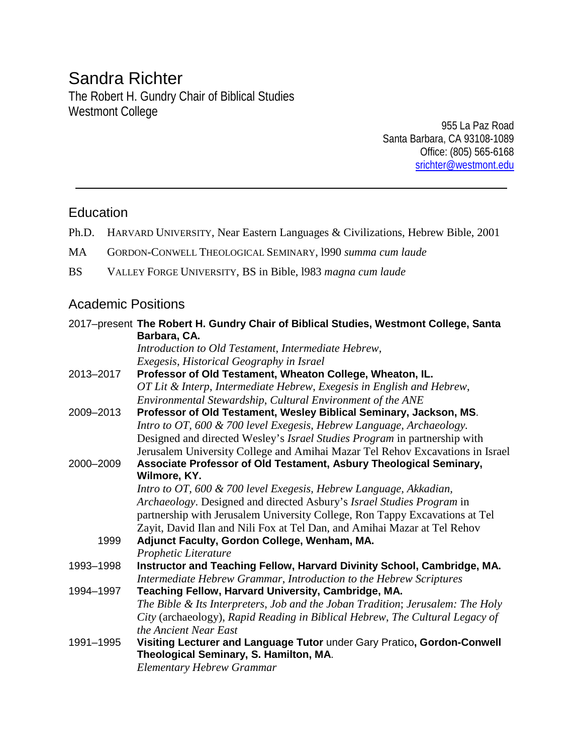# Sandra Richter

The Robert H. Gundry Chair of Biblical Studies
Westmont College

955 La Paz Road
Santa Barbara, CA 93108-1089
Office: (805) 565-6168
srichter@westmont.edu

---

## Education

Ph.D. HARVARD UNIVERSITY, Near Eastern Languages & Civilizations, Hebrew Bible, 2001

MA GORDON-CONWELL THEOLOGICAL SEMINARY, l990 *summa cum laude*

BS VALLEY FORGE UNIVERSITY, BS in Bible, l983 *magna cum laude*

## Academic Positions

2017–present **The Robert H. Gundry Chair of Biblical Studies, Westmont College, Santa Barbara, CA.**
*Introduction to Old Testament*, *Intermediate Hebrew*, *Exegesis*, *Historical Geography in Israel*

2013–2017 **Professor of Old Testament, Wheaton College, Wheaton, IL.**
*OT Lit & Interp*, *Intermediate Hebrew*, *Exegesis in English and Hebrew*, *Environmental Stewardship*, *Cultural Environment of the ANE*

2009–2013 **Professor of Old Testament, Wesley Biblical Seminary, Jackson, MS**.
*Intro to OT*, *600 & 700 level Exegesis*, *Hebrew Language*, *Archaeology.* Designed and directed Wesley's *Israel Studies Program* in partnership with Jerusalem University College and Amihai Mazar Tel Rehov Excavations in Israel

2000–2009 **Associate Professor of Old Testament, Asbury Theological Seminary, Wilmore, KY.**
*Intro to OT*, *600 & 700 level Exegesis*, *Hebrew Language*, *Akkadian*, *Archaeology*. Designed and directed Asbury's *Israel Studies Program* in partnership with Jerusalem University College, Ron Tappy Excavations at Tel Zayit, David Ilan and Nili Fox at Tel Dan, and Amihai Mazar at Tel Rehov

1999 **Adjunct Faculty, Gordon College, Wenham, MA.**
*Prophetic Literature*

1993–1998 **Instructor and Teaching Fellow, Harvard Divinity School, Cambridge, MA.**
*Intermediate Hebrew Grammar*, *Introduction to the Hebrew Scriptures*

1994–1997 **Teaching Fellow, Harvard University, Cambridge, MA.**
*The Bible & Its Interpreters*, *Job and the Joban Tradition*; *Jerusalem: The Holy City* (archaeology), *Rapid Reading in Biblical Hebrew*, *The Cultural Legacy of the Ancient Near East*

1991–1995 **Visiting Lecturer and Language Tutor** under Gary Pratico**, Gordon-Conwell Theological Seminary, S. Hamilton, MA**.
*Elementary Hebrew Grammar*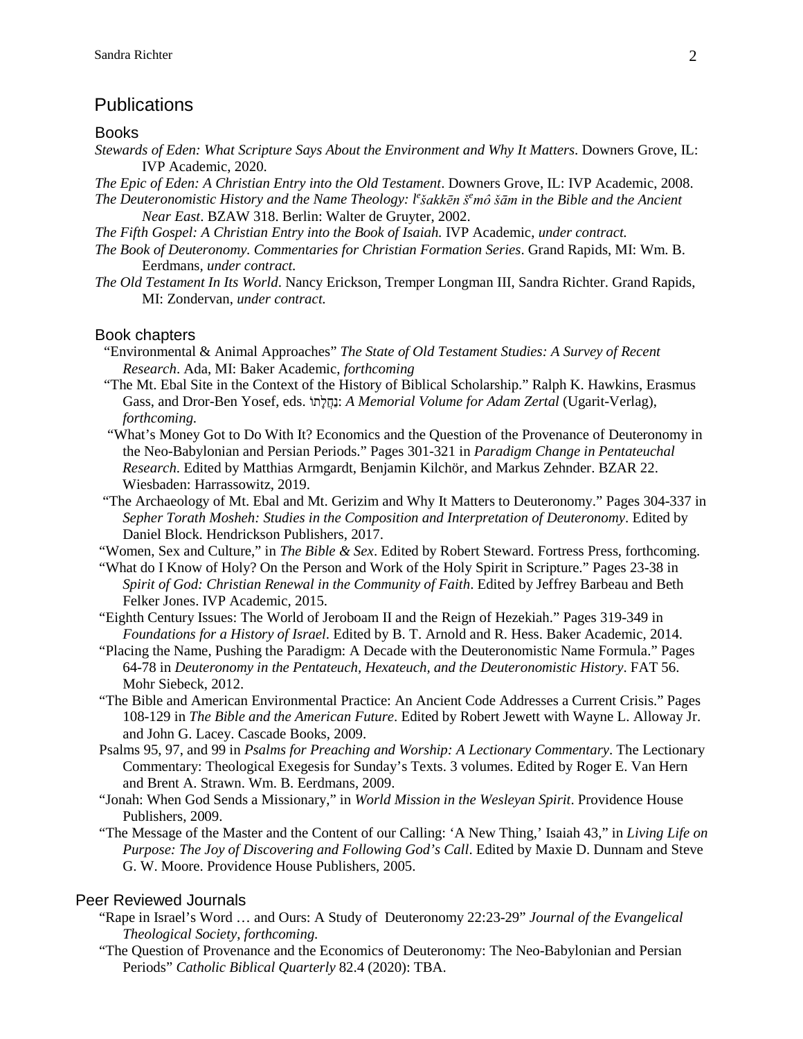## Publications

### Books

*Stewards of Eden: What Scripture Says About the Environment and Why It Matters*. Downers Grove, IL: IVP Academic, 2020.

*The Epic of Eden: A Christian Entry into the Old Testament*. Downers Grove, IL: IVP Academic, 2008.

*The Deuteronomistic History and the Name Theology: l^ešakkēn š^emô šām in the Bible and the Ancient Near East*. BZAW 318. Berlin: Walter de Gruyter, 2002.

*The Fifth Gospel: A Christian Entry into the Book of Isaiah.* IVP Academic, *under contract.*

*The Book of Deuteronomy. Commentaries for Christian Formation Series*. Grand Rapids, MI: Wm. B. Eerdmans, *under contract.*

*The Old Testament In Its World*. Nancy Erickson, Tremper Longman III, Sandra Richter. Grand Rapids, MI: Zondervan, *under contract.*

### Book chapters

"Environmental & Animal Approaches" *The State of Old Testament Studies: A Survey of Recent Research*. Ada, MI: Baker Academic, *forthcoming*

"The Mt. Ebal Site in the Context of the History of Biblical Scholarship." Ralph K. Hawkins, Erasmus Gass, and Dror-Ben Yosef, eds. נַחֲלָתוֹ: *A Memorial Volume for Adam Zertal* (Ugarit-Verlag), *forthcoming.*

"What's Money Got to Do With It? Economics and the Question of the Provenance of Deuteronomy in the Neo-Babylonian and Persian Periods." Pages 301-321 in *Paradigm Change in Pentateuchal Research.* Edited by Matthias Armgardt, Benjamin Kilchör, and Markus Zehnder. BZAR 22. Wiesbaden: Harrassowitz, 2019.

"The Archaeology of Mt. Ebal and Mt. Gerizim and Why It Matters to Deuteronomy." Pages 304-337 in *Sepher Torath Mosheh: Studies in the Composition and Interpretation of Deuteronomy*. Edited by Daniel Block. Hendrickson Publishers, 2017.

"Women, Sex and Culture," in *The Bible & Sex*. Edited by Robert Steward. Fortress Press, forthcoming.

"What do I Know of Holy? On the Person and Work of the Holy Spirit in Scripture." Pages 23-38 in *Spirit of God: Christian Renewal in the Community of Faith*. Edited by Jeffrey Barbeau and Beth Felker Jones. IVP Academic, 2015.

"Eighth Century Issues: The World of Jeroboam II and the Reign of Hezekiah." Pages 319-349 in *Foundations for a History of Israel*. Edited by B. T. Arnold and R. Hess. Baker Academic, 2014.

"Placing the Name, Pushing the Paradigm: A Decade with the Deuteronomistic Name Formula." Pages 64-78 in *Deuteronomy in the Pentateuch, Hexateuch, and the Deuteronomistic History*. FAT 56. Mohr Siebeck, 2012.

"The Bible and American Environmental Practice: An Ancient Code Addresses a Current Crisis." Pages 108-129 in *The Bible and the American Future*. Edited by Robert Jewett with Wayne L. Alloway Jr. and John G. Lacey. Cascade Books, 2009.

Psalms 95, 97, and 99 in *Psalms for Preaching and Worship: A Lectionary Commentary*. The Lectionary Commentary: Theological Exegesis for Sunday's Texts. 3 volumes. Edited by Roger E. Van Hern and Brent A. Strawn. Wm. B. Eerdmans, 2009.

"Jonah: When God Sends a Missionary," in *World Mission in the Wesleyan Spirit*. Providence House Publishers, 2009.

"The Message of the Master and the Content of our Calling: 'A New Thing,' Isaiah 43," in *Living Life on Purpose: The Joy of Discovering and Following God's Call*. Edited by Maxie D. Dunnam and Steve G. W. Moore. Providence House Publishers, 2005.

### Peer Reviewed Journals

"Rape in Israel's Word … and Ours: A Study of Deuteronomy 22:23-29" *Journal of the Evangelical Theological Society*, *forthcoming.*

"The Question of Provenance and the Economics of Deuteronomy: The Neo-Babylonian and Persian Periods" *Catholic Biblical Quarterly* 82.4 (2020): TBA.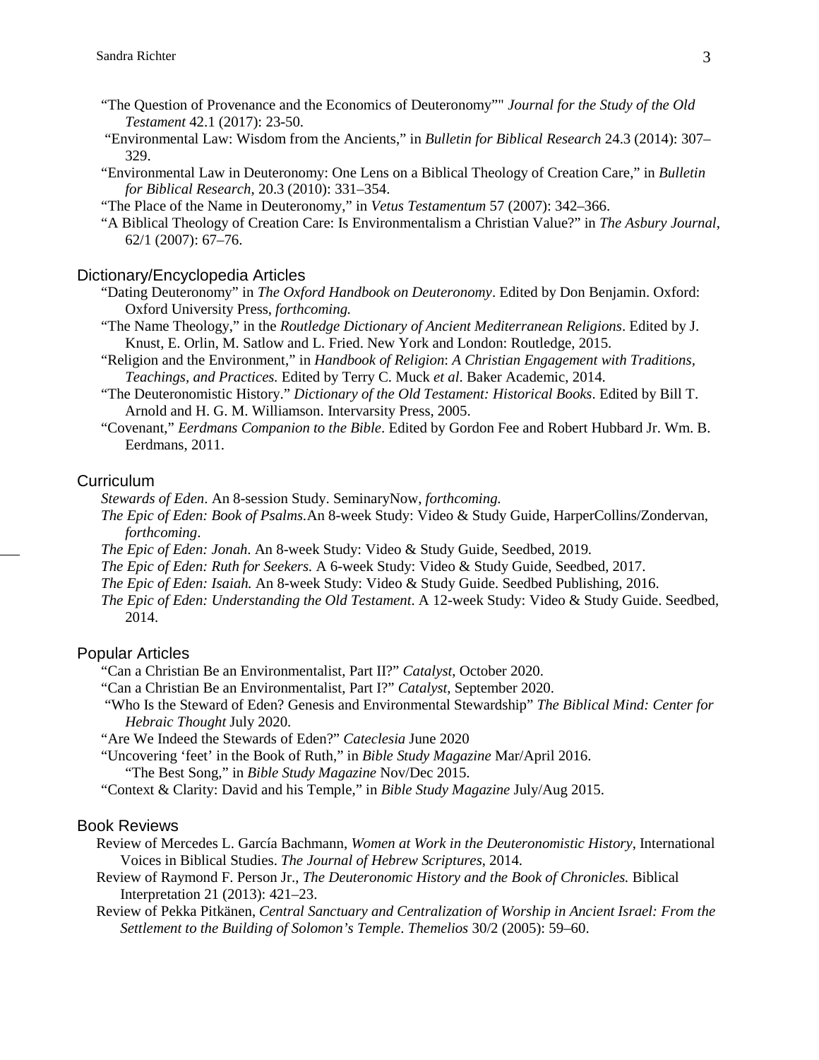"The Question of Provenance and the Economics of Deuteronomy"" *Journal for the Study of the Old Testament* 42.1 (2017): 23-50.

"Environmental Law: Wisdom from the Ancients," in *Bulletin for Biblical Research* 24.3 (2014): 307–329.

"Environmental Law in Deuteronomy: One Lens on a Biblical Theology of Creation Care," in *Bulletin for Biblical Research*, 20.3 (2010): 331–354.

"The Place of the Name in Deuteronomy," in *Vetus Testamentum* 57 (2007): 342–366.

"A Biblical Theology of Creation Care: Is Environmentalism a Christian Value?" in *The Asbury Journal*, 62/1 (2007): 67–76.

## Dictionary/Encyclopedia Articles

"Dating Deuteronomy" in *The Oxford Handbook on Deuteronomy*. Edited by Don Benjamin. Oxford: Oxford University Press, *forthcoming.*

"The Name Theology," in the *Routledge Dictionary of Ancient Mediterranean Religions*. Edited by J. Knust, E. Orlin, M. Satlow and L. Fried. New York and London: Routledge, 2015.

"Religion and the Environment," in *Handbook of Religion*: *A Christian Engagement with Traditions, Teachings, and Practices.* Edited by Terry C. Muck *et al*. Baker Academic, 2014.

"The Deuteronomistic History." *Dictionary of the Old Testament: Historical Books*. Edited by Bill T. Arnold and H. G. M. Williamson. Intervarsity Press, 2005.

"Covenant," *Eerdmans Companion to the Bible*. Edited by Gordon Fee and Robert Hubbard Jr. Wm. B. Eerdmans, 2011.

## Curriculum

*Stewards of Eden*. An 8-session Study. SeminaryNow, *forthcoming.*

*The Epic of Eden: Book of Psalms.*An 8-week Study: Video & Study Guide, HarperCollins/Zondervan, *forthcoming*.

*The Epic of Eden: Jonah.* An 8-week Study: Video & Study Guide, Seedbed, 2019.

*The Epic of Eden: Ruth for Seekers.* A 6-week Study: Video & Study Guide, Seedbed, 2017.

*The Epic of Eden: Isaiah.* An 8-week Study: Video & Study Guide. Seedbed Publishing, 2016.

*The Epic of Eden: Understanding the Old Testament*. A 12-week Study: Video & Study Guide. Seedbed, 2014.

## Popular Articles

"Can a Christian Be an Environmentalist, Part II?" *Catalyst*, October 2020.

"Can a Christian Be an Environmentalist, Part I?" *Catalyst*, September 2020.

"Who Is the Steward of Eden? Genesis and Environmental Stewardship" *The Biblical Mind: Center for Hebraic Thought* July 2020.

"Are We Indeed the Stewards of Eden?" *Cateclesia* June 2020

"Uncovering 'feet' in the Book of Ruth," in *Bible Study Magazine* Mar/April 2016.

"The Best Song," in *Bible Study Magazine* Nov/Dec 2015.

"Context & Clarity: David and his Temple," in *Bible Study Magazine* July/Aug 2015.

## Book Reviews

Review of Mercedes L. García Bachmann, *Women at Work in the Deuteronomistic History*, International Voices in Biblical Studies. *The Journal of Hebrew Scriptures*, 2014.

Review of Raymond F. Person Jr., *The Deuteronomic History and the Book of Chronicles.* Biblical Interpretation 21 (2013): 421–23.

Review of Pekka Pitkänen, *Central Sanctuary and Centralization of Worship in Ancient Israel: From the Settlement to the Building of Solomon's Temple*. *Themelios* 30/2 (2005): 59–60.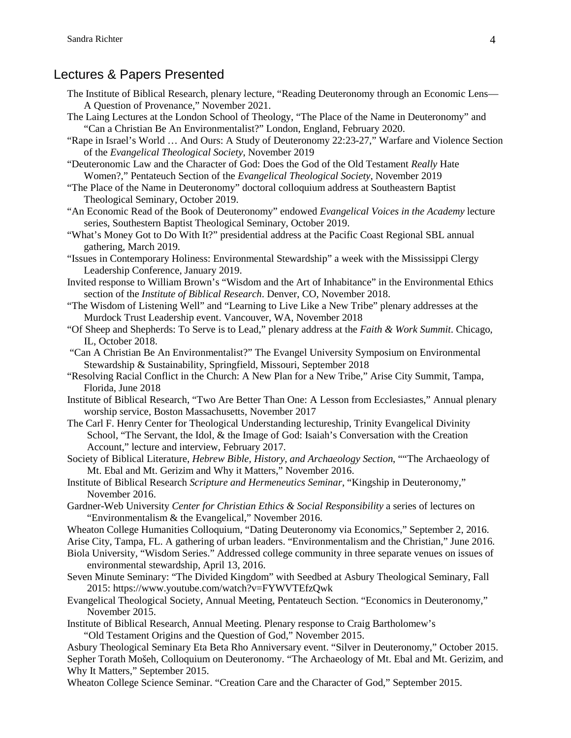## Lectures & Papers Presented

The Institute of Biblical Research, plenary lecture, "Reading Deuteronomy through an Economic Lens—A Question of Provenance," November 2021.

The Laing Lectures at the London School of Theology, "The Place of the Name in Deuteronomy" and "Can a Christian Be An Environmentalist?" London, England, February 2020.

"Rape in Israel's World … And Ours: A Study of Deuteronomy 22:23-27," Warfare and Violence Section of the *Evangelical Theological Society*, November 2019

"Deuteronomic Law and the Character of God: Does the God of the Old Testament *Really* Hate Women?," Pentateuch Section of the *Evangelical Theological Society*, November 2019

"The Place of the Name in Deuteronomy" doctoral colloquium address at Southeastern Baptist Theological Seminary, October 2019.

"An Economic Read of the Book of Deuteronomy" endowed *Evangelical Voices in the Academy* lecture series, Southestern Baptist Theological Seminary, October 2019.

"What's Money Got to Do With It?" presidential address at the Pacific Coast Regional SBL annual gathering, March 2019.

"Issues in Contemporary Holiness: Environmental Stewardship" a week with the Mississippi Clergy Leadership Conference, January 2019.

Invited response to William Brown's "Wisdom and the Art of Inhabitance" in the Environmental Ethics section of the *Institute of Biblical Research*. Denver, CO, November 2018.

"The Wisdom of Listening Well" and "Learning to Live Like a New Tribe" plenary addresses at the Murdock Trust Leadership event. Vancouver, WA, November 2018

"Of Sheep and Shepherds: To Serve is to Lead," plenary address at the *Faith & Work Summit*. Chicago, IL, October 2018.

"Can A Christian Be An Environmentalist?" The Evangel University Symposium on Environmental Stewardship & Sustainability, Springfield, Missouri, September 2018

"Resolving Racial Conflict in the Church: A New Plan for a New Tribe," Arise City Summit, Tampa, Florida, June 2018

Institute of Biblical Research, "Two Are Better Than One: A Lesson from Ecclesiastes," Annual plenary worship service, Boston Massachusetts, November 2017

The Carl F. Henry Center for Theological Understanding lectureship, Trinity Evangelical Divinity School, "The Servant, the Idol, & the Image of God: Isaiah's Conversation with the Creation Account," lecture and interview, February 2017.

Society of Biblical Literature, *Hebrew Bible, History, and Archaeology Section*, ""The Archaeology of Mt. Ebal and Mt. Gerizim and Why it Matters," November 2016.

Institute of Biblical Research *Scripture and Hermeneutics Seminar*, "Kingship in Deuteronomy," November 2016.

Gardner-Web University *Center for Christian Ethics & Social Responsibility* a series of lectures on "Environmentalism & the Evangelical," November 2016.

Wheaton College Humanities Colloquium, "Dating Deuteronomy via Economics," September 2, 2016.

Arise City, Tampa, FL. A gathering of urban leaders. "Environmentalism and the Christian," June 2016.

Biola University, "Wisdom Series." Addressed college community in three separate venues on issues of environmental stewardship, April 13, 2016.

Seven Minute Seminary: "The Divided Kingdom" with Seedbed at Asbury Theological Seminary, Fall 2015: https://www.youtube.com/watch?v=FYWVTEfzQwk

Evangelical Theological Society, Annual Meeting, Pentateuch Section. "Economics in Deuteronomy," November 2015.

Institute of Biblical Research, Annual Meeting. Plenary response to Craig Bartholomew's "Old Testament Origins and the Question of God," November 2015.

Asbury Theological Seminary Eta Beta Rho Anniversary event. "Silver in Deuteronomy," October 2015.

Sepher Torath Mošeh, Colloquium on Deuteronomy. "The Archaeology of Mt. Ebal and Mt. Gerizim, and Why It Matters," September 2015.

Wheaton College Science Seminar. "Creation Care and the Character of God," September 2015.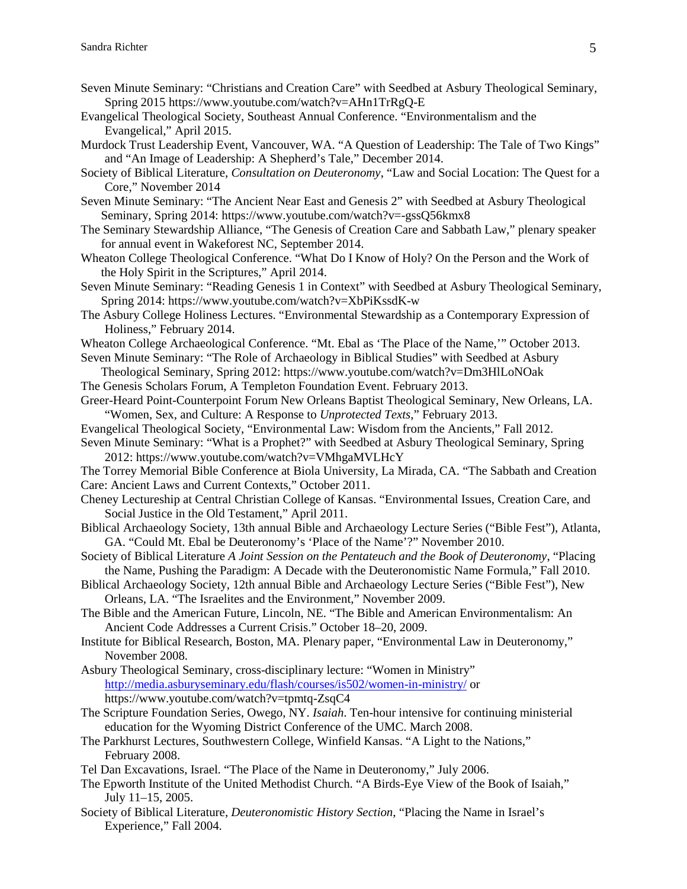Seven Minute Seminary: "Christians and Creation Care" with Seedbed at Asbury Theological Seminary, Spring 2015 https://www.youtube.com/watch?v=AHn1TrRgQ-E

Evangelical Theological Society, Southeast Annual Conference. "Environmentalism and the Evangelical," April 2015.

Murdock Trust Leadership Event, Vancouver, WA. "A Question of Leadership: The Tale of Two Kings" and "An Image of Leadership: A Shepherd's Tale," December 2014.

Society of Biblical Literature, *Consultation on Deuteronomy*, "Law and Social Location: The Quest for a Core," November 2014

Seven Minute Seminary: "The Ancient Near East and Genesis 2" with Seedbed at Asbury Theological Seminary, Spring 2014: https://www.youtube.com/watch?v=-gssQ56kmx8

The Seminary Stewardship Alliance, "The Genesis of Creation Care and Sabbath Law," plenary speaker for annual event in Wakeforest NC, September 2014.

Wheaton College Theological Conference. "What Do I Know of Holy? On the Person and the Work of the Holy Spirit in the Scriptures," April 2014.

Seven Minute Seminary: "Reading Genesis 1 in Context" with Seedbed at Asbury Theological Seminary, Spring 2014: https://www.youtube.com/watch?v=XbPiKssdK-w

The Asbury College Holiness Lectures. "Environmental Stewardship as a Contemporary Expression of Holiness," February 2014.

Wheaton College Archaeological Conference. "Mt. Ebal as 'The Place of the Name,'" October 2013.

Seven Minute Seminary: "The Role of Archaeology in Biblical Studies" with Seedbed at Asbury Theological Seminary, Spring 2012: https://www.youtube.com/watch?v=Dm3HlLoNOak

The Genesis Scholars Forum, A Templeton Foundation Event. February 2013.

Greer-Heard Point-Counterpoint Forum New Orleans Baptist Theological Seminary, New Orleans, LA. "Women, Sex, and Culture: A Response to *Unprotected Texts*," February 2013.

Evangelical Theological Society, "Environmental Law: Wisdom from the Ancients," Fall 2012.

Seven Minute Seminary: "What is a Prophet?" with Seedbed at Asbury Theological Seminary, Spring 2012: https://www.youtube.com/watch?v=VMhgaMVLHcY

The Torrey Memorial Bible Conference at Biola University, La Mirada, CA. "The Sabbath and Creation Care: Ancient Laws and Current Contexts," October 2011.

Cheney Lectureship at Central Christian College of Kansas. "Environmental Issues, Creation Care, and Social Justice in the Old Testament," April 2011.

Biblical Archaeology Society, 13th annual Bible and Archaeology Lecture Series ("Bible Fest"), Atlanta, GA. "Could Mt. Ebal be Deuteronomy's 'Place of the Name'?" November 2010.

Society of Biblical Literature *A Joint Session on the Pentateuch and the Book of Deuteronomy*, "Placing the Name, Pushing the Paradigm: A Decade with the Deuteronomistic Name Formula," Fall 2010.

Biblical Archaeology Society, 12th annual Bible and Archaeology Lecture Series ("Bible Fest"), New Orleans, LA. "The Israelites and the Environment," November 2009.

The Bible and the American Future, Lincoln, NE. "The Bible and American Environmentalism: An Ancient Code Addresses a Current Crisis." October 18–20, 2009.

Institute for Biblical Research, Boston, MA. Plenary paper, "Environmental Law in Deuteronomy," November 2008.

Asbury Theological Seminary, cross-disciplinary lecture: "Women in Ministry" http://media.asburyseminary.edu/flash/courses/is502/women-in-ministry/ or https://www.youtube.com/watch?v=tpmtq-ZsqC4

The Scripture Foundation Series, Owego, NY. *Isaiah*. Ten-hour intensive for continuing ministerial education for the Wyoming District Conference of the UMC. March 2008.

The Parkhurst Lectures, Southwestern College, Winfield Kansas. "A Light to the Nations," February 2008.

Tel Dan Excavations, Israel. "The Place of the Name in Deuteronomy," July 2006.

The Epworth Institute of the United Methodist Church. "A Birds-Eye View of the Book of Isaiah," July 11–15, 2005.

Society of Biblical Literature, *Deuteronomistic History Section*, "Placing the Name in Israel's Experience," Fall 2004.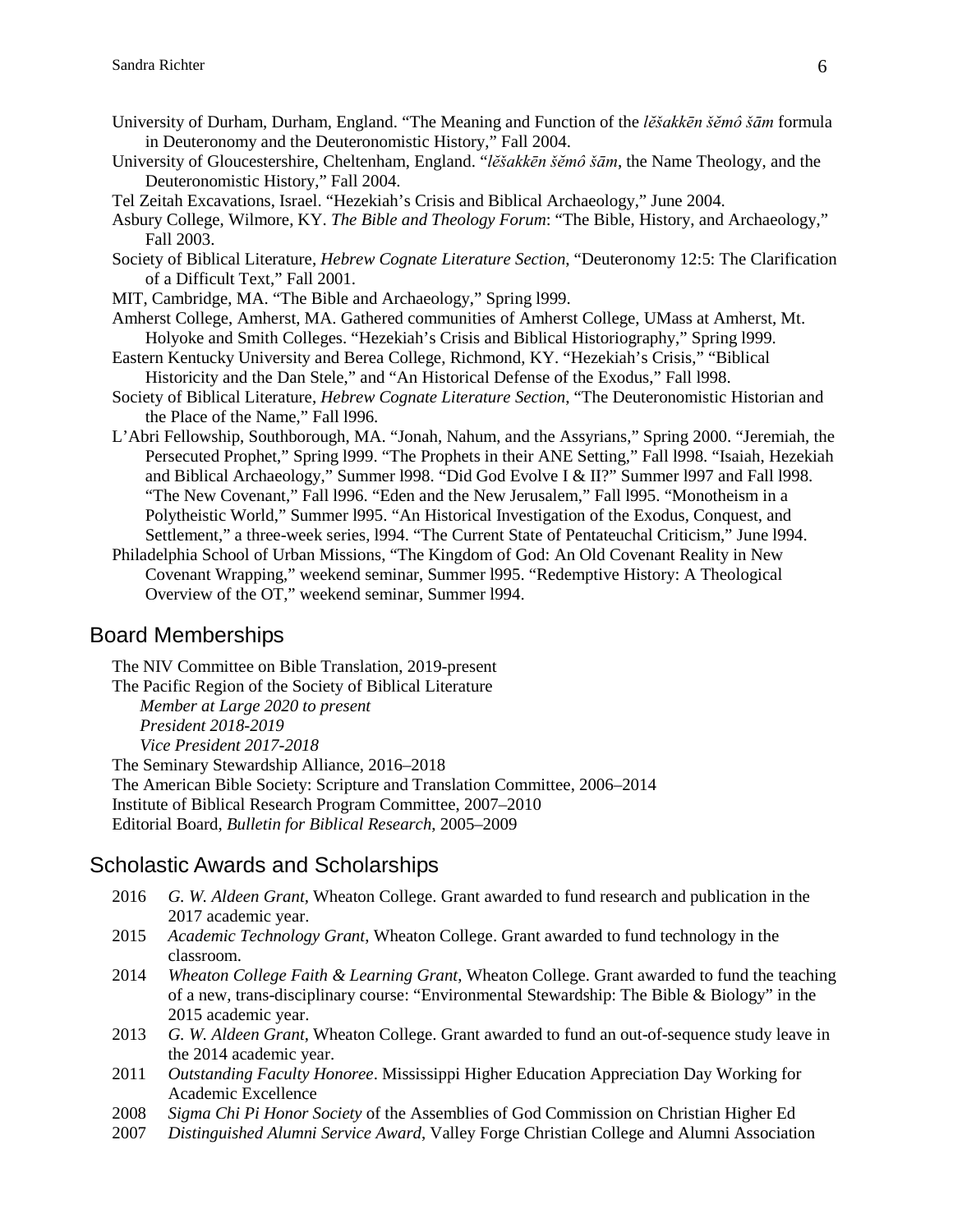University of Durham, Durham, England. "The Meaning and Function of the *lĕšakkēn šĕmô šām* formula in Deuteronomy and the Deuteronomistic History," Fall 2004.

University of Gloucestershire, Cheltenham, England. "*lĕšakkēn šĕmô šām*, the Name Theology, and the Deuteronomistic History," Fall 2004.

Tel Zeitah Excavations, Israel. "Hezekiah's Crisis and Biblical Archaeology," June 2004.

Asbury College, Wilmore, KY. *The Bible and Theology Forum*: "The Bible, History, and Archaeology," Fall 2003.

Society of Biblical Literature, *Hebrew Cognate Literature Section*, "Deuteronomy 12:5: The Clarification of a Difficult Text," Fall 2001.

MIT, Cambridge, MA. "The Bible and Archaeology," Spring l999.

Amherst College, Amherst, MA. Gathered communities of Amherst College, UMass at Amherst, Mt. Holyoke and Smith Colleges. "Hezekiah's Crisis and Biblical Historiography," Spring l999.

Eastern Kentucky University and Berea College, Richmond, KY. "Hezekiah's Crisis," "Biblical Historicity and the Dan Stele," and "An Historical Defense of the Exodus," Fall l998.

Society of Biblical Literature, *Hebrew Cognate Literature Section*, "The Deuteronomistic Historian and the Place of the Name," Fall l996.

L'Abri Fellowship, Southborough, MA. "Jonah, Nahum, and the Assyrians," Spring 2000. "Jeremiah, the Persecuted Prophet," Spring l999. "The Prophets in their ANE Setting," Fall l998. "Isaiah, Hezekiah and Biblical Archaeology," Summer l998. "Did God Evolve I & II?" Summer l997 and Fall l998. "The New Covenant," Fall l996. "Eden and the New Jerusalem," Fall l995. "Monotheism in a Polytheistic World," Summer l995. "An Historical Investigation of the Exodus, Conquest, and Settlement," a three-week series, l994. "The Current State of Pentateuchal Criticism," June l994.

Philadelphia School of Urban Missions, "The Kingdom of God: An Old Covenant Reality in New Covenant Wrapping," weekend seminar, Summer l995. "Redemptive History: A Theological Overview of the OT," weekend seminar, Summer l994.

## Board Memberships

The NIV Committee on Bible Translation, 2019-present

The Pacific Region of the Society of Biblical Literature
*Member at Large 2020 to present*
*President 2018-2019*
*Vice President 2017-2018*

The Seminary Stewardship Alliance, 2016–2018

The American Bible Society: Scripture and Translation Committee, 2006–2014

Institute of Biblical Research Program Committee, 2007–2010

Editorial Board, *Bulletin for Biblical Research*, 2005–2009

## Scholastic Awards and Scholarships

2016 *G. W. Aldeen Grant*, Wheaton College. Grant awarded to fund research and publication in the 2017 academic year.

2015 *Academic Technology Grant*, Wheaton College. Grant awarded to fund technology in the classroom.

2014 *Wheaton College Faith & Learning Grant*, Wheaton College. Grant awarded to fund the teaching of a new, trans-disciplinary course: "Environmental Stewardship: The Bible & Biology" in the 2015 academic year.

2013 *G. W. Aldeen Grant*, Wheaton College. Grant awarded to fund an out-of-sequence study leave in the 2014 academic year.

2011 *Outstanding Faculty Honoree*. Mississippi Higher Education Appreciation Day Working for Academic Excellence

2008 *Sigma Chi Pi Honor Society* of the Assemblies of God Commission on Christian Higher Ed

2007 *Distinguished Alumni Service Award*, Valley Forge Christian College and Alumni Association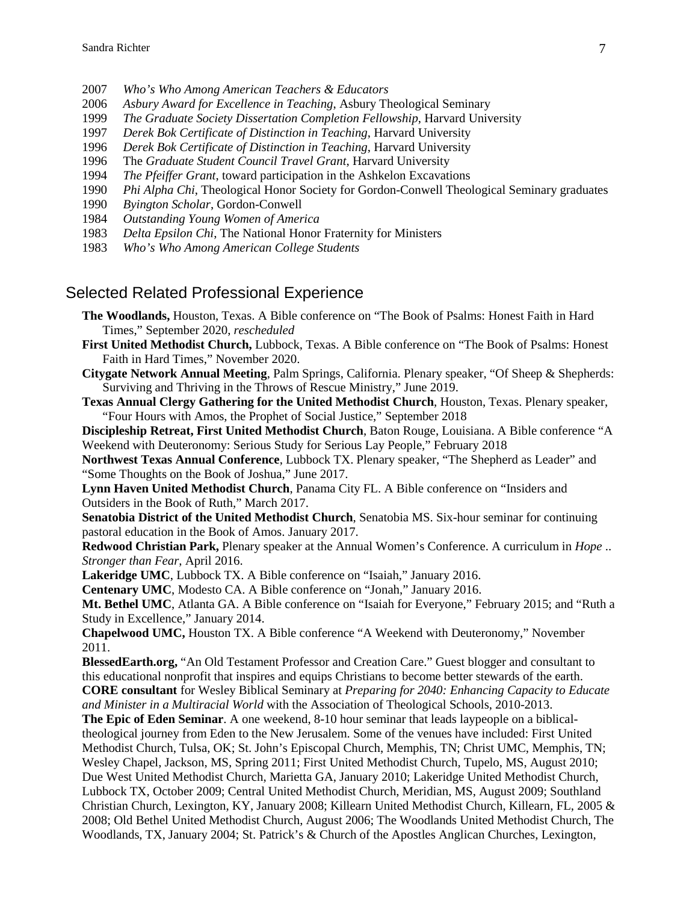2007 *Who's Who Among American Teachers & Educators*
2006 *Asbury Award for Excellence in Teaching*, Asbury Theological Seminary
1999 *The Graduate Society Dissertation Completion Fellowship*, Harvard University
1997 *Derek Bok Certificate of Distinction in Teaching*, Harvard University
1996 *Derek Bok Certificate of Distinction in Teaching*, Harvard University
1996 The *Graduate Student Council Travel Grant*, Harvard University
1994 *The Pfeiffer Grant*, toward participation in the Ashkelon Excavations
1990 *Phi Alpha Chi*, Theological Honor Society for Gordon-Conwell Theological Seminary graduates
1990 *Byington Scholar*, Gordon-Conwell
1984 *Outstanding Young Women of America*
1983 *Delta Epsilon Chi*, The National Honor Fraternity for Ministers
1983 *Who's Who Among American College Students*

## Selected Related Professional Experience

**The Woodlands,** Houston, Texas. A Bible conference on "The Book of Psalms: Honest Faith in Hard Times," September 2020, *rescheduled*

**First United Methodist Church,** Lubbock, Texas. A Bible conference on "The Book of Psalms: Honest Faith in Hard Times," November 2020.

**Citygate Network Annual Meeting**, Palm Springs, California. Plenary speaker, "Of Sheep & Shepherds: Surviving and Thriving in the Throws of Rescue Ministry," June 2019.

**Texas Annual Clergy Gathering for the United Methodist Church**, Houston, Texas. Plenary speaker, "Four Hours with Amos, the Prophet of Social Justice," September 2018

**Discipleship Retreat, First United Methodist Church**, Baton Rouge, Louisiana. A Bible conference "A Weekend with Deuteronomy: Serious Study for Serious Lay People," February 2018

**Northwest Texas Annual Conference**, Lubbock TX. Plenary speaker, "The Shepherd as Leader" and "Some Thoughts on the Book of Joshua," June 2017.

**Lynn Haven United Methodist Church**, Panama City FL. A Bible conference on "Insiders and Outsiders in the Book of Ruth," March 2017.

**Senatobia District of the United Methodist Church**, Senatobia MS. Six-hour seminar for continuing pastoral education in the Book of Amos. January 2017.

**Redwood Christian Park,** Plenary speaker at the Annual Women's Conference. A curriculum in *Hope .. Stronger than Fear*, April 2016.

**Lakeridge UMC**, Lubbock TX. A Bible conference on "Isaiah," January 2016.

**Centenary UMC**, Modesto CA. A Bible conference on "Jonah," January 2016.

**Mt. Bethel UMC**, Atlanta GA. A Bible conference on "Isaiah for Everyone," February 2015; and "Ruth a Study in Excellence," January 2014.

**Chapelwood UMC,** Houston TX. A Bible conference "A Weekend with Deuteronomy," November 2011.

**BlessedEarth.org,** "An Old Testament Professor and Creation Care." Guest blogger and consultant to this educational nonprofit that inspires and equips Christians to become better stewards of the earth.

**CORE consultant** for Wesley Biblical Seminary at *Preparing for 2040: Enhancing Capacity to Educate and Minister in a Multiracial World* with the Association of Theological Schools, 2010-2013.

**The Epic of Eden Seminar**. A one weekend, 8-10 hour seminar that leads laypeople on a biblical-theological journey from Eden to the New Jerusalem. Some of the venues have included: First United Methodist Church, Tulsa, OK; St. John's Episcopal Church, Memphis, TN; Christ UMC, Memphis, TN; Wesley Chapel, Jackson, MS, Spring 2011; First United Methodist Church, Tupelo, MS, August 2010; Due West United Methodist Church, Marietta GA, January 2010; Lakeridge United Methodist Church, Lubbock TX, October 2009; Central United Methodist Church, Meridian, MS, August 2009; Southland Christian Church, Lexington, KY, January 2008; Killearn United Methodist Church, Killearn, FL, 2005 & 2008; Old Bethel United Methodist Church, August 2006; The Woodlands United Methodist Church, The Woodlands, TX, January 2004; St. Patrick's & Church of the Apostles Anglican Churches, Lexington,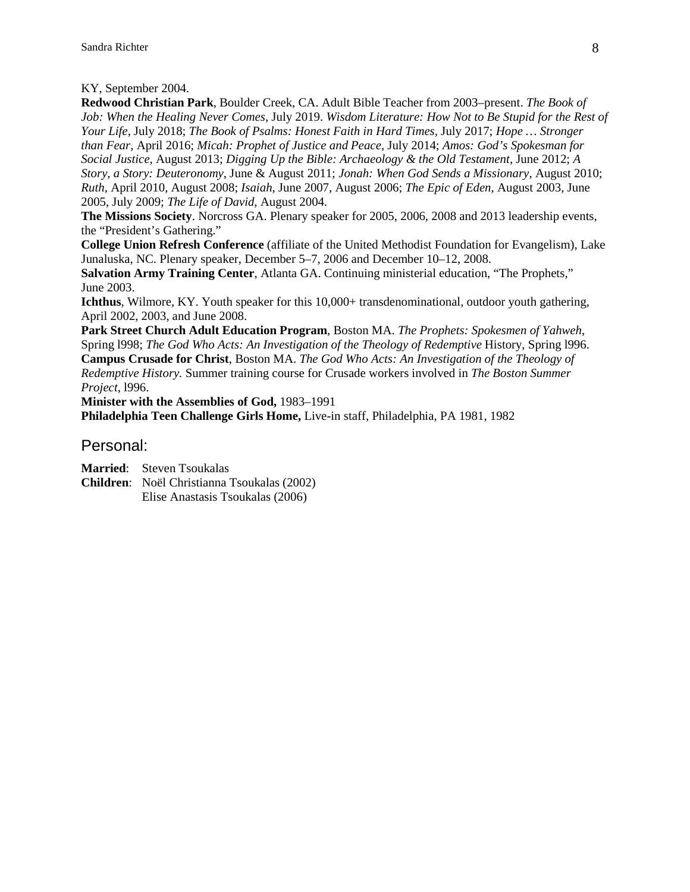KY, September 2004.

**Redwood Christian Park**, Boulder Creek, CA. Adult Bible Teacher from 2003–present. *The Book of Job: When the Healing Never Comes*, July 2019. *Wisdom Literature: How Not to Be Stupid for the Rest of Your Life*, July 2018; *The Book of Psalms: Honest Faith in Hard Times*, July 2017; *Hope … Stronger than Fear*, April 2016; *Micah: Prophet of Justice and Peace*, July 2014; *Amos: God's Spokesman for Social Justice*, August 2013; *Digging Up the Bible: Archaeology & the Old Testament*, June 2012; *A Story, a Story: Deuteronomy*, June & August 2011; *Jonah: When God Sends a Missionary*, August 2010; *Ruth*, April 2010, August 2008; *Isaiah*, June 2007, August 2006; *The Epic of Eden*, August 2003, June 2005, July 2009; *The Life of David*, August 2004.

**The Missions Society**. Norcross GA. Plenary speaker for 2005, 2006, 2008 and 2013 leadership events, the "President's Gathering."

**College Union Refresh Conference** (affiliate of the United Methodist Foundation for Evangelism), Lake Junaluska, NC. Plenary speaker, December 5–7, 2006 and December 10–12, 2008.

**Salvation Army Training Center**, Atlanta GA. Continuing ministerial education, "The Prophets," June 2003.

**Ichthus**, Wilmore, KY. Youth speaker for this 10,000+ transdenominational, outdoor youth gathering, April 2002, 2003, and June 2008.

**Park Street Church Adult Education Program**, Boston MA. *The Prophets: Spokesmen of Yahweh*, Spring l998; *The God Who Acts: An Investigation of the Theology of Redemptive* History, Spring l996.

**Campus Crusade for Christ**, Boston MA. *The God Who Acts: An Investigation of the Theology of Redemptive History.* Summer training course for Crusade workers involved in *The Boston Summer Project*, l996.

**Minister with the Assemblies of God,** 1983–1991

**Philadelphia Teen Challenge Girls Home,** Live-in staff, Philadelphia, PA 1981, 1982

## Personal:

**Married**: Steven Tsoukalas

**Children**: Noël Christianna Tsoukalas (2002)
Elise Anastasis Tsoukalas (2006)